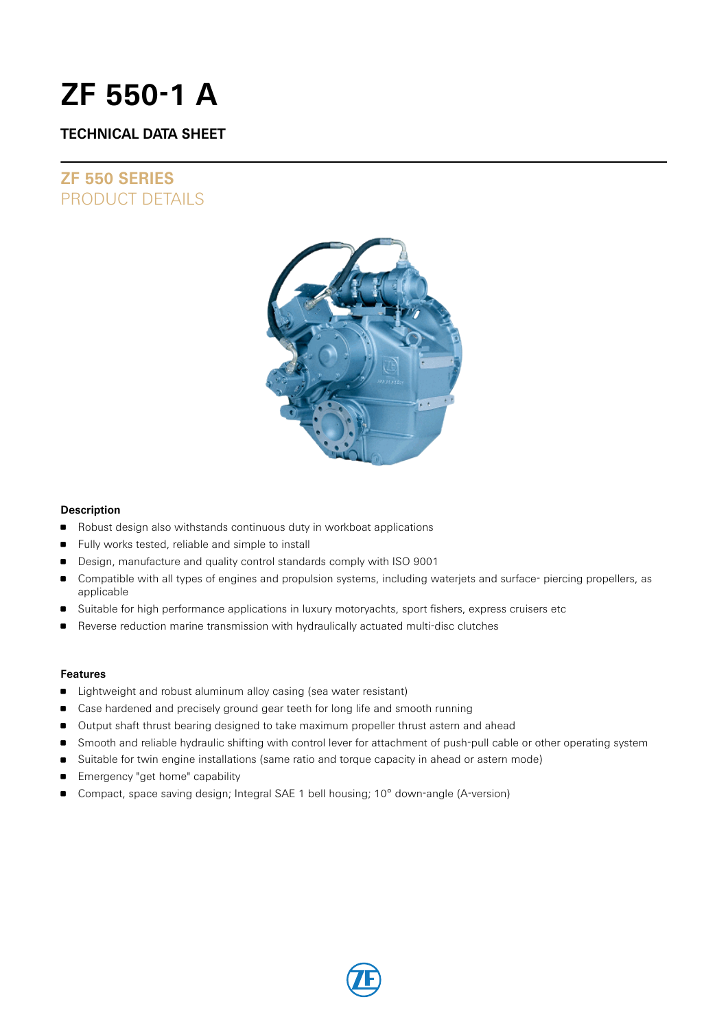# ZF 550-1 A

## TECHNICAL DATA SHEET

## ZF 550 SERIES
PRODUCT DETAILS

### Description

- Robust design also withstands continuous duty in workboat applications
- Fully works tested, reliable and simple to install
- Design, manufacture and quality control standards comply with ISO 9001
- Compatible with all types of engines and propulsion systems, including waterjets and surface- piercing propellers, as applicable
- Suitable for high performance applications in luxury motoryachts, sport fishers, express cruisers etc
- Reverse reduction marine transmission with hydraulically actuated multi-disc clutches

### Features

- Lightweight and robust aluminum alloy casing (sea water resistant)
- Case hardened and precisely ground gear teeth for long life and smooth running
- Output shaft thrust bearing designed to take maximum propeller thrust astern and ahead
- Smooth and reliable hydraulic shifting with control lever for attachment of push-pull cable or other operating system
- Suitable for twin engine installations (same ratio and torque capacity in ahead or astern mode)
- Emergency "get home" capability
- Compact, space saving design; Integral SAE 1 bell housing; 10° down-angle (A-version)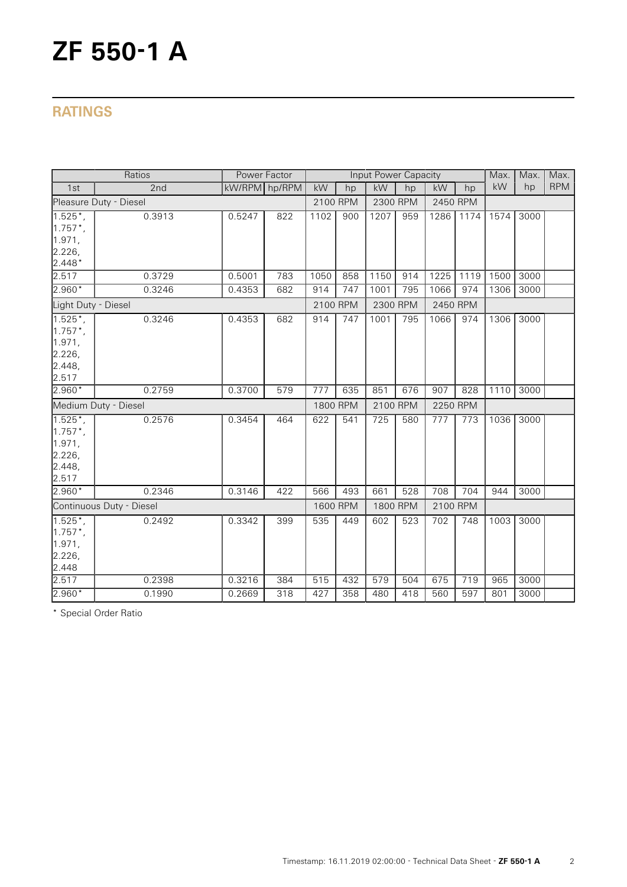# ZF 550-1 A

## RATINGS

| Ratios | | Power Factor | | Input Power Capacity | | | | | | Max. | Max. | Max. |
|---|---|---|---|---|---|---|---|---|---|---|---|---|
| 1st | 2nd | kW/RPM | hp/RPM | kW | hp | kW | hp | kW | hp | kW | hp | RPM |
| Pleasure Duty - Diesel | | | | 2100 RPM | | 2300 RPM | | 2450 RPM | | | | |
| 1.525*, 1.757*, 1.971, 2.226, 2.448* | 0.3913 | 0.5247 | 822 | 1102 | 900 | 1207 | 959 | 1286 | 1174 | 1574 | 3000 | |
| 2.517 | 0.3729 | 0.5001 | 783 | 1050 | 858 | 1150 | 914 | 1225 | 1119 | 1500 | 3000 | |
| 2.960* | 0.3246 | 0.4353 | 682 | 914 | 747 | 1001 | 795 | 1066 | 974 | 1306 | 3000 | |
| Light Duty - Diesel | | | | 2100 RPM | | 2300 RPM | | 2450 RPM | | | | |
| 1.525*, 1.757*, 1.971, 2.226, 2.448, 2.517 | 0.3246 | 0.4353 | 682 | 914 | 747 | 1001 | 795 | 1066 | 974 | 1306 | 3000 | |
| 2.960* | 0.2759 | 0.3700 | 579 | 777 | 635 | 851 | 676 | 907 | 828 | 1110 | 3000 | |
| Medium Duty - Diesel | | | | 1800 RPM | | 2100 RPM | | 2250 RPM | | | | |
| 1.525*, 1.757*, 1.971, 2.226, 2.448, 2.517 | 0.2576 | 0.3454 | 464 | 622 | 541 | 725 | 580 | 777 | 773 | 1036 | 3000 | |
| 2.960* | 0.2346 | 0.3146 | 422 | 566 | 493 | 661 | 528 | 708 | 704 | 944 | 3000 | |
| Continuous Duty - Diesel | | | | 1600 RPM | | 1800 RPM | | 2100 RPM | | | | |
| 1.525*, 1.757*, 1.971, 2.226, 2.448 | 0.2492 | 0.3342 | 399 | 535 | 449 | 602 | 523 | 702 | 748 | 1003 | 3000 | |
| 2.517 | 0.2398 | 0.3216 | 384 | 515 | 432 | 579 | 504 | 675 | 719 | 965 | 3000 | |
| 2.960* | 0.1990 | 0.2669 | 318 | 427 | 358 | 480 | 418 | 560 | 597 | 801 | 3000 | |

* Special Order Ratio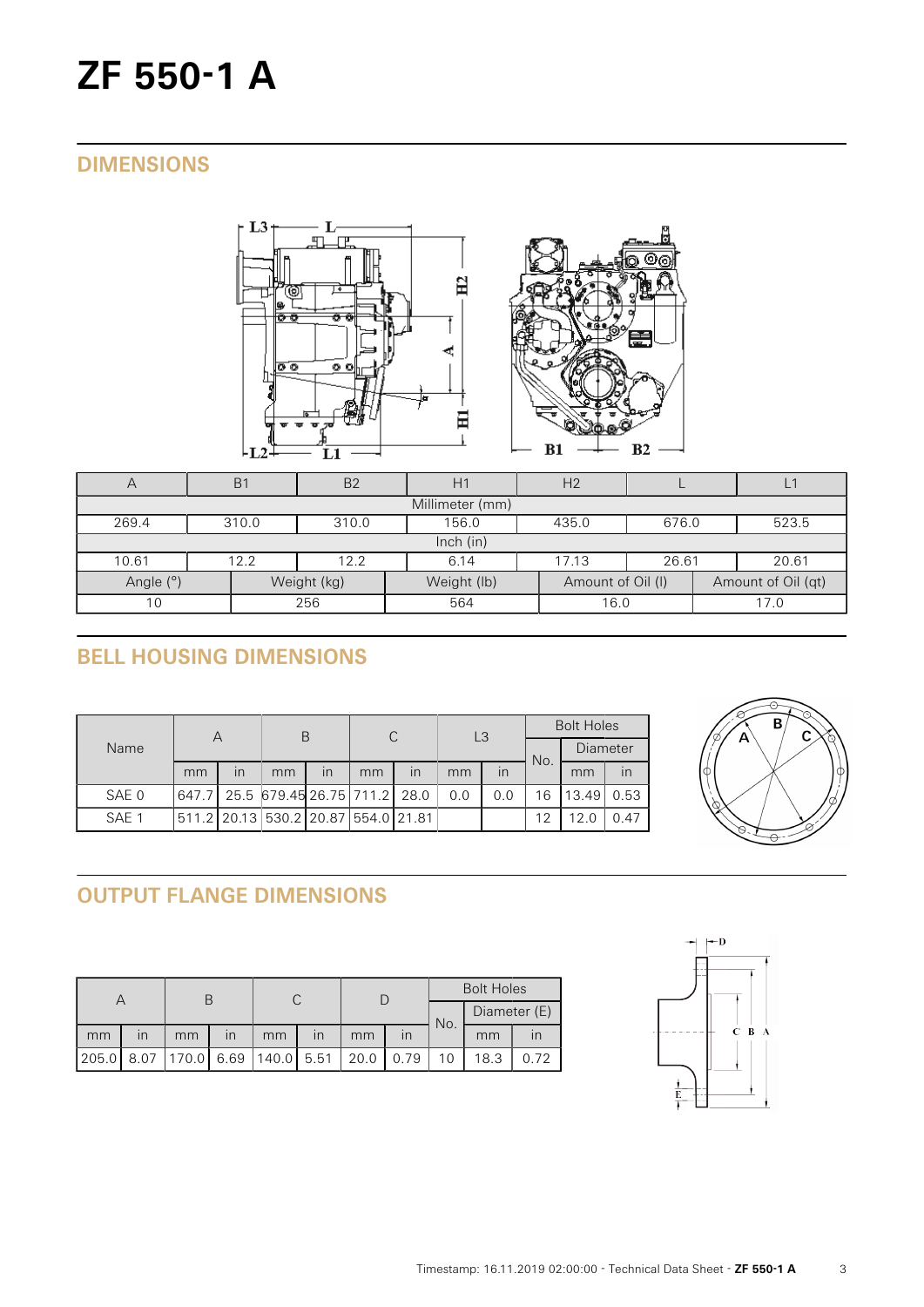# ZF 550-1 A

## DIMENSIONS

| A | B1 | B2 | H1 | H2 | L | L1 |
|---|---|---|---|---|---|---|
| Millimeter (mm) | | | | | | |
| 269.4 | 310.0 | 310.0 | 156.0 | 435.0 | 676.0 | 523.5 |
| Inch (in) | | | | | | |
| 10.61 | 12.2 | 12.2 | 6.14 | 17.13 | 26.61 | 20.61 |

| Angle (°) | Weight (kg) | Weight (lb) | Amount of Oil (l) | Amount of Oil (qt) |
|---|---|---|---|---|
| 10 | 256 | 564 | 16.0 | 17.0 |

## BELL HOUSING DIMENSIONS

| Name | A | | B | | C | | L3 | | Bolt Holes | | |
|---|---|---|---|---|---|---|---|---|---|---|---|
| | | | | | | | | | No. | Diameter | |
| | mm | in | mm | in | mm | in | mm | in | | mm | in |
| SAE 0 | 647.7 | 25.5 | 679.45 | 26.75 | 711.2 | 28.0 | 0.0 | 0.0 | 16 | 13.49 | 0.53 |
| SAE 1 | 511.2 | 20.13 | 530.2 | 20.87 | 554.0 | 21.81 | | | 12 | 12.0 | 0.47 |

## OUTPUT FLANGE DIMENSIONS

| A | | B | | C | | D | | Bolt Holes | | |
|---|---|---|---|---|---|---|---|---|---|---|
| | | | | | | | | No. | Diameter (E) | |
| mm | in | mm | in | mm | in | mm | in | | mm | in |
| 205.0 | 8.07 | 170.0 | 6.69 | 140.0 | 5.51 | 20.0 | 0.79 | 10 | 18.3 | 0.72 |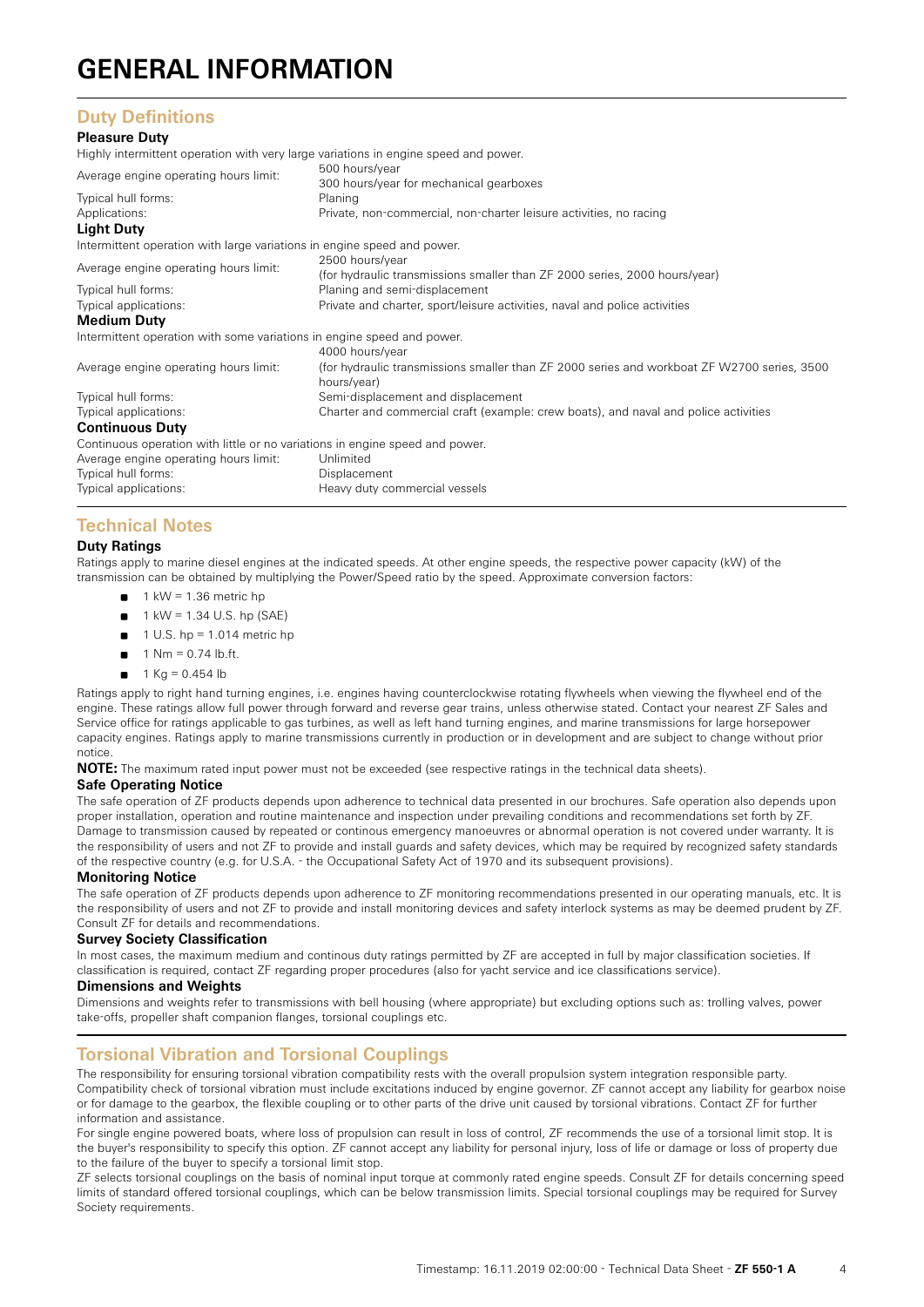# GENERAL INFORMATION

## Duty Definitions

### Pleasure Duty

Highly intermittent operation with very large variations in engine speed and power.

| | |
|---|---|
| Average engine operating hours limit: | 500 hours/year<br>300 hours/year for mechanical gearboxes |
| Typical hull forms: | Planing |
| Applications: | Private, non-commercial, non-charter leisure activities, no racing |

### Light Duty

Intermittent operation with large variations in engine speed and power.

| | |
|---|---|
| Average engine operating hours limit: | 2500 hours/year<br>(for hydraulic transmissions smaller than ZF 2000 series, 2000 hours/year) |
| Typical hull forms: | Planing and semi-displacement |
| Typical applications: | Private and charter, sport/leisure activities, naval and police activities |

### Medium Duty

Intermittent operation with some variations in engine speed and power.

| | |
|---|---|
| Average engine operating hours limit: | 4000 hours/year<br>(for hydraulic transmissions smaller than ZF 2000 series and workboat ZF W2700 series, 3500 hours/year) |
| Typical hull forms: | Semi-displacement and displacement |
| Typical applications: | Charter and commercial craft (example: crew boats), and naval and police activities |

### Continuous Duty

Continuous operation with little or no variations in engine speed and power.

| | |
|---|---|
| Average engine operating hours limit: | Unlimited |
| Typical hull forms: | Displacement |
| Typical applications: | Heavy duty commercial vessels |

## Technical Notes

### Duty Ratings

Ratings apply to marine diesel engines at the indicated speeds. At other engine speeds, the respective power capacity (kW) of the transmission can be obtained by multiplying the Power/Speed ratio by the speed. Approximate conversion factors:

- 1 kW = 1.36 metric hp
- 1 kW = 1.34 U.S. hp (SAE)
- 1 U.S. hp = 1.014 metric hp
- 1 Nm = 0.74 lb.ft.
- 1 Kg = 0.454 lb

Ratings apply to right hand turning engines, i.e. engines having counterclockwise rotating flywheels when viewing the flywheel end of the engine. These ratings allow full power through forward and reverse gear trains, unless otherwise stated. Contact your nearest ZF Sales and Service office for ratings applicable to gas turbines, as well as left hand turning engines, and marine transmissions for large horsepower capacity engines. Ratings apply to marine transmissions currently in production or in development and are subject to change without prior notice.

**NOTE:** The maximum rated input power must not be exceeded (see respective ratings in the technical data sheets).

### Safe Operating Notice

The safe operation of ZF products depends upon adherence to technical data presented in our brochures. Safe operation also depends upon proper installation, operation and routine maintenance and inspection under prevailing conditions and recommendations set forth by ZF. Damage to transmission caused by repeated or continous emergency manoeuvres or abnormal operation is not covered under warranty. It is the responsibility of users and not ZF to provide and install guards and safety devices, which may be required by recognized safety standards of the respective country (e.g. for U.S.A. - the Occupational Safety Act of 1970 and its subsequent provisions).

### Monitoring Notice

The safe operation of ZF products depends upon adherence to ZF monitoring recommendations presented in our operating manuals, etc. It is the responsibility of users and not ZF to provide and install monitoring devices and safety interlock systems as may be deemed prudent by ZF. Consult ZF for details and recommendations.

### Survey Society Classification

In most cases, the maximum medium and continous duty ratings permitted by ZF are accepted in full by major classification societies. If classification is required, contact ZF regarding proper procedures (also for yacht service and ice classifications service).

### Dimensions and Weights

Dimensions and weights refer to transmissions with bell housing (where appropriate) but excluding options such as: trolling valves, power take-offs, propeller shaft companion flanges, torsional couplings etc.

## Torsional Vibration and Torsional Couplings

The responsibility for ensuring torsional vibration compatibility rests with the overall propulsion system integration responsible party. Compatibility check of torsional vibration must include excitations induced by engine governor. ZF cannot accept any liability for gearbox noise or for damage to the gearbox, the flexible coupling or to other parts of the drive unit caused by torsional vibrations. Contact ZF for further information and assistance.

For single engine powered boats, where loss of propulsion can result in loss of control, ZF recommends the use of a torsional limit stop. It is the buyer's responsibility to specify this option. ZF cannot accept any liability for personal injury, loss of life or damage or loss of property due to the failure of the buyer to specify a torsional limit stop.

ZF selects torsional couplings on the basis of nominal input torque at commonly rated engine speeds. Consult ZF for details concerning speed limits of standard offered torsional couplings, which can be below transmission limits. Special torsional couplings may be required for Survey Society requirements.